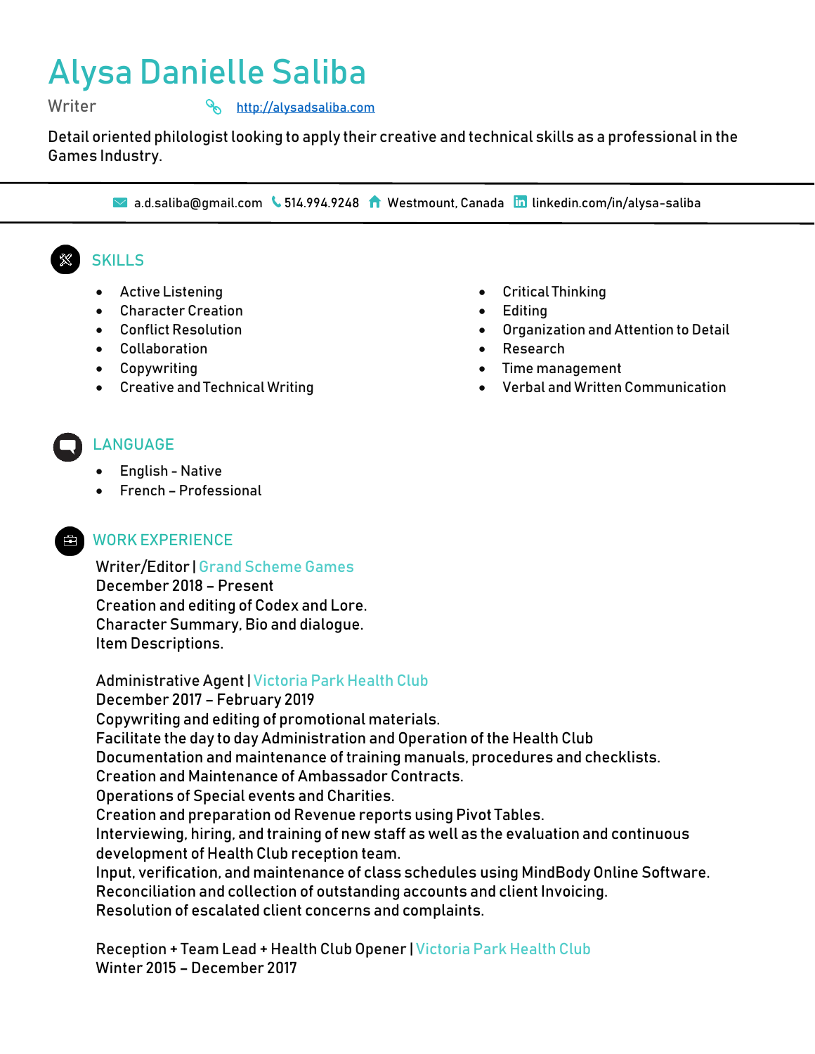# Alysa Danielle Saliba

Writer [http://alysadsaliba.com](http://alysadsaliba.com)

Detail oriented philologist looking to apply their creative and technical skills as a professional in the Games Industry.

---

a.d.saliba@gmail.com | 514.994.9248 | Westmount, Canada | linkedin.com/in/alysa-saliba

---

## SKILLS

- Active Listening
- Character Creation
- Conflict Resolution
- Collaboration
- Copywriting
- Creative and Technical Writing
- Critical Thinking
- Editing
- Organization and Attention to Detail
- Research
- Time management
- Verbal and Written Communication

## LANGUAGE

- English - Native
- French – Professional

## WORK EXPERIENCE

Writer/Editor | Grand Scheme Games
December 2018 – Present
Creation and editing of Codex and Lore.
Character Summary, Bio and dialogue.
Item Descriptions.

Administrative Agent | Victoria Park Health Club
December 2017 – February 2019
Copywriting and editing of promotional materials.
Facilitate the day to day Administration and Operation of the Health Club
Documentation and maintenance of training manuals, procedures and checklists.
Creation and Maintenance of Ambassador Contracts.
Operations of Special events and Charities.
Creation and preparation od Revenue reports using Pivot Tables.
Interviewing, hiring, and training of new staff as well as the evaluation and continuous development of Health Club reception team.
Input, verification, and maintenance of class schedules using MindBody Online Software.
Reconciliation and collection of outstanding accounts and client Invoicing.
Resolution of escalated client concerns and complaints.

Reception + Team Lead + Health Club Opener | Victoria Park Health Club
Winter 2015 – December 2017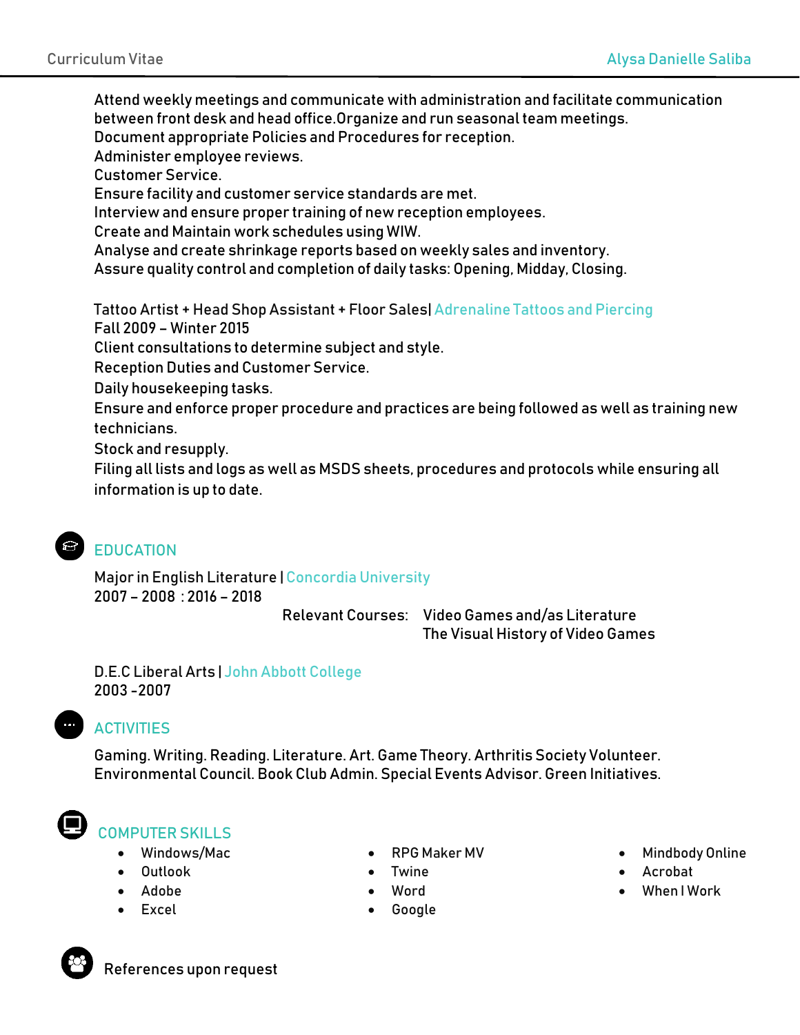Attend weekly meetings and communicate with administration and facilitate communication between front desk and head office.Organize and run seasonal team meetings.
Document appropriate Policies and Procedures for reception.
Administer employee reviews.
Customer Service.
Ensure facility and customer service standards are met.
Interview and ensure proper training of new reception employees.
Create and Maintain work schedules using WIW.
Analyse and create shrinkage reports based on weekly sales and inventory.
Assure quality control and completion of daily tasks: Opening, Midday, Closing.

Tattoo Artist + Head Shop Assistant + Floor Sales| Adrenaline Tattoos and Piercing
Fall 2009 – Winter 2015
Client consultations to determine subject and style.
Reception Duties and Customer Service.
Daily housekeeping tasks.
Ensure and enforce proper procedure and practices are being followed as well as training new technicians.
Stock and resupply.
Filing all lists and logs as well as MSDS sheets, procedures and protocols while ensuring all information is up to date.

## EDUCATION

Major in English Literature | Concordia University
2007 – 2008 : 2016 – 2018

Relevant Courses: Video Games and/as Literature
The Visual History of Video Games

D.E.C Liberal Arts | John Abbott College
2003 -2007

## ACTIVITIES

Gaming. Writing. Reading. Literature. Art. Game Theory. Arthritis Society Volunteer. Environmental Council. Book Club Admin. Special Events Advisor. Green Initiatives.

## COMPUTER SKILLS

- Windows/Mac
- Outlook
- Adobe
- Excel
- RPG Maker MV
- Twine
- Word
- Google
- Mindbody Online
- Acrobat
- When I Work

References upon request